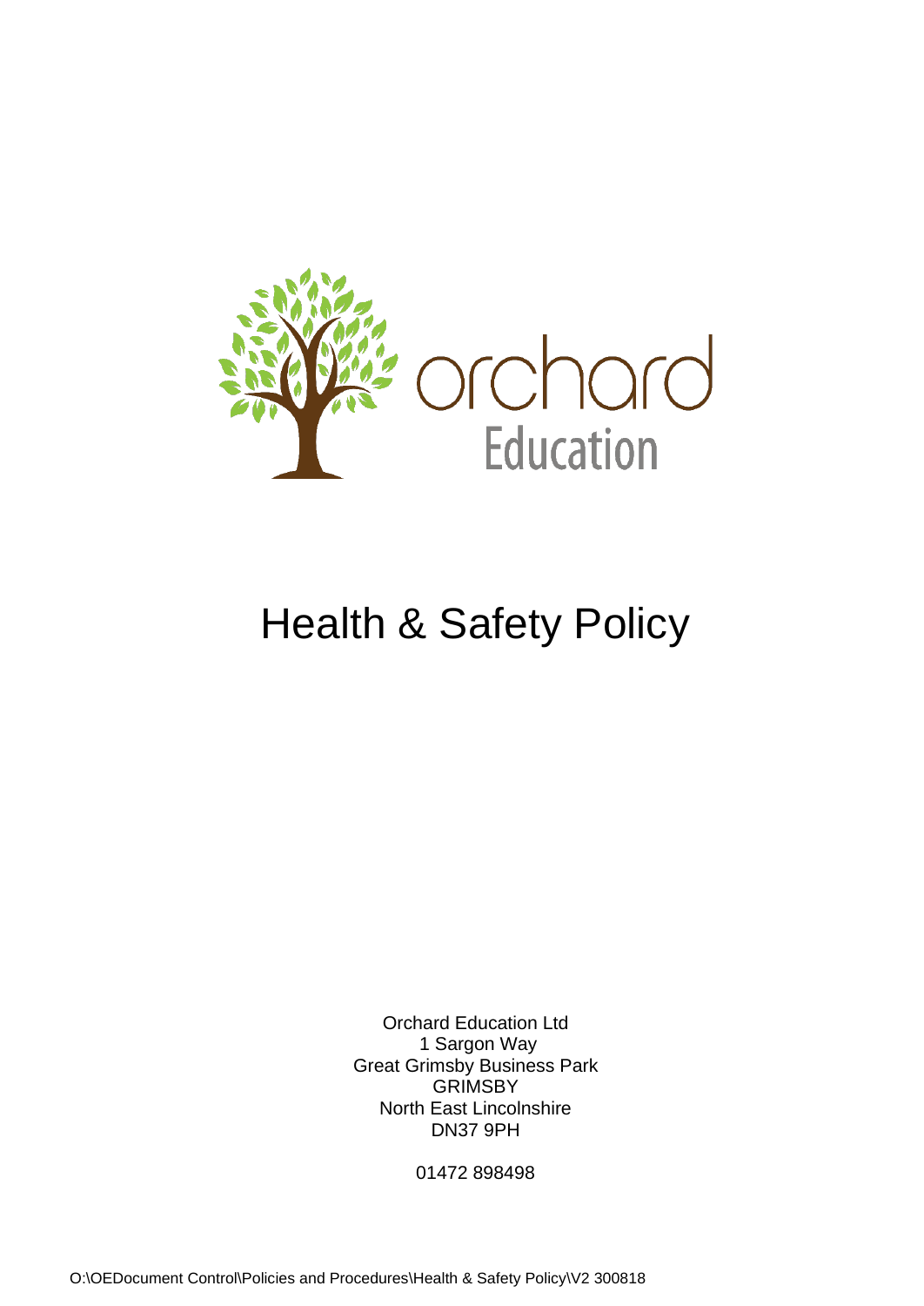orchard Education

# Health & Safety Policy

Orchard Education Ltd
1 Sargon Way
Great Grimsby Business Park
GRIMSBY
North East Lincolnshire
DN37 9PH

01472 898498

O:\OEDocument Control\Policies and Procedures\Health & Safety Policy\V2 300818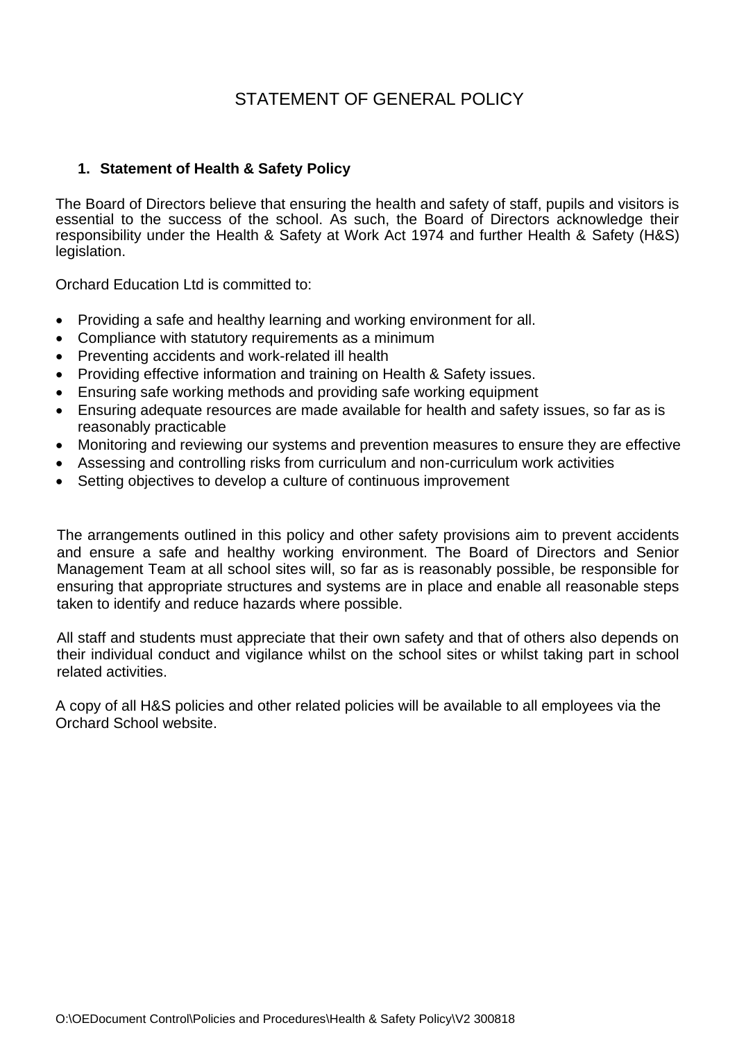# STATEMENT OF GENERAL POLICY

## 1. Statement of Health & Safety Policy

The Board of Directors believe that ensuring the health and safety of staff, pupils and visitors is essential to the success of the school. As such, the Board of Directors acknowledge their responsibility under the Health & Safety at Work Act 1974 and further Health & Safety (H&S) legislation.

Orchard Education Ltd is committed to:

- Providing a safe and healthy learning and working environment for all.
- Compliance with statutory requirements as a minimum
- Preventing accidents and work-related ill health
- Providing effective information and training on Health & Safety issues.
- Ensuring safe working methods and providing safe working equipment
- Ensuring adequate resources are made available for health and safety issues, so far as is reasonably practicable
- Monitoring and reviewing our systems and prevention measures to ensure they are effective
- Assessing and controlling risks from curriculum and non-curriculum work activities
- Setting objectives to develop a culture of continuous improvement

The arrangements outlined in this policy and other safety provisions aim to prevent accidents and ensure a safe and healthy working environment. The Board of Directors and Senior Management Team at all school sites will, so far as is reasonably possible, be responsible for ensuring that appropriate structures and systems are in place and enable all reasonable steps taken to identify and reduce hazards where possible.

All staff and students must appreciate that their own safety and that of others also depends on their individual conduct and vigilance whilst on the school sites or whilst taking part in school related activities.

A copy of all H&S policies and other related policies will be available to all employees via the Orchard School website.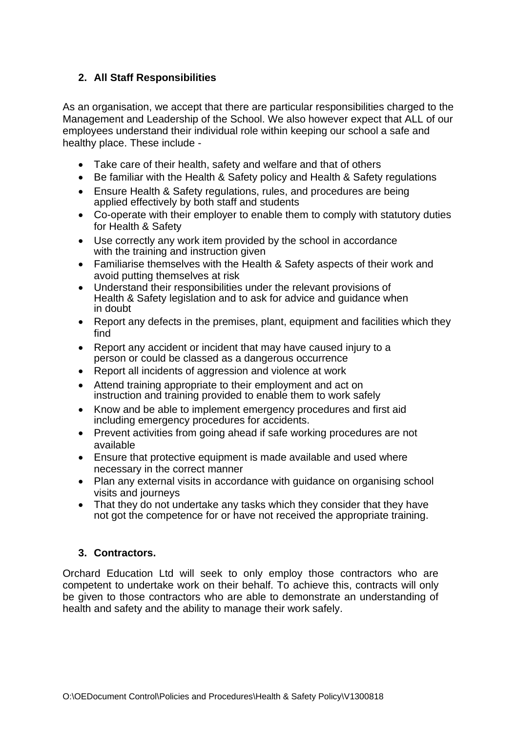## 2. All Staff Responsibilities

As an organisation, we accept that there are particular responsibilities charged to the Management and Leadership of the School. We also however expect that ALL of our employees understand their individual role within keeping our school a safe and healthy place. These include -

- Take care of their health, safety and welfare and that of others
- Be familiar with the Health & Safety policy and Health & Safety regulations
- Ensure Health & Safety regulations, rules, and procedures are being applied effectively by both staff and students
- Co-operate with their employer to enable them to comply with statutory duties for Health & Safety
- Use correctly any work item provided by the school in accordance with the training and instruction given
- Familiarise themselves with the Health & Safety aspects of their work and avoid putting themselves at risk
- Understand their responsibilities under the relevant provisions of Health & Safety legislation and to ask for advice and guidance when in doubt
- Report any defects in the premises, plant, equipment and facilities which they find
- Report any accident or incident that may have caused injury to a person or could be classed as a dangerous occurrence
- Report all incidents of aggression and violence at work
- Attend training appropriate to their employment and act on instruction and training provided to enable them to work safely
- Know and be able to implement emergency procedures and first aid including emergency procedures for accidents.
- Prevent activities from going ahead if safe working procedures are not available
- Ensure that protective equipment is made available and used where necessary in the correct manner
- Plan any external visits in accordance with guidance on organising school visits and journeys
- That they do not undertake any tasks which they consider that they have not got the competence for or have not received the appropriate training.

## 3. Contractors.

Orchard Education Ltd will seek to only employ those contractors who are competent to undertake work on their behalf. To achieve this, contracts will only be given to those contractors who are able to demonstrate an understanding of health and safety and the ability to manage their work safely.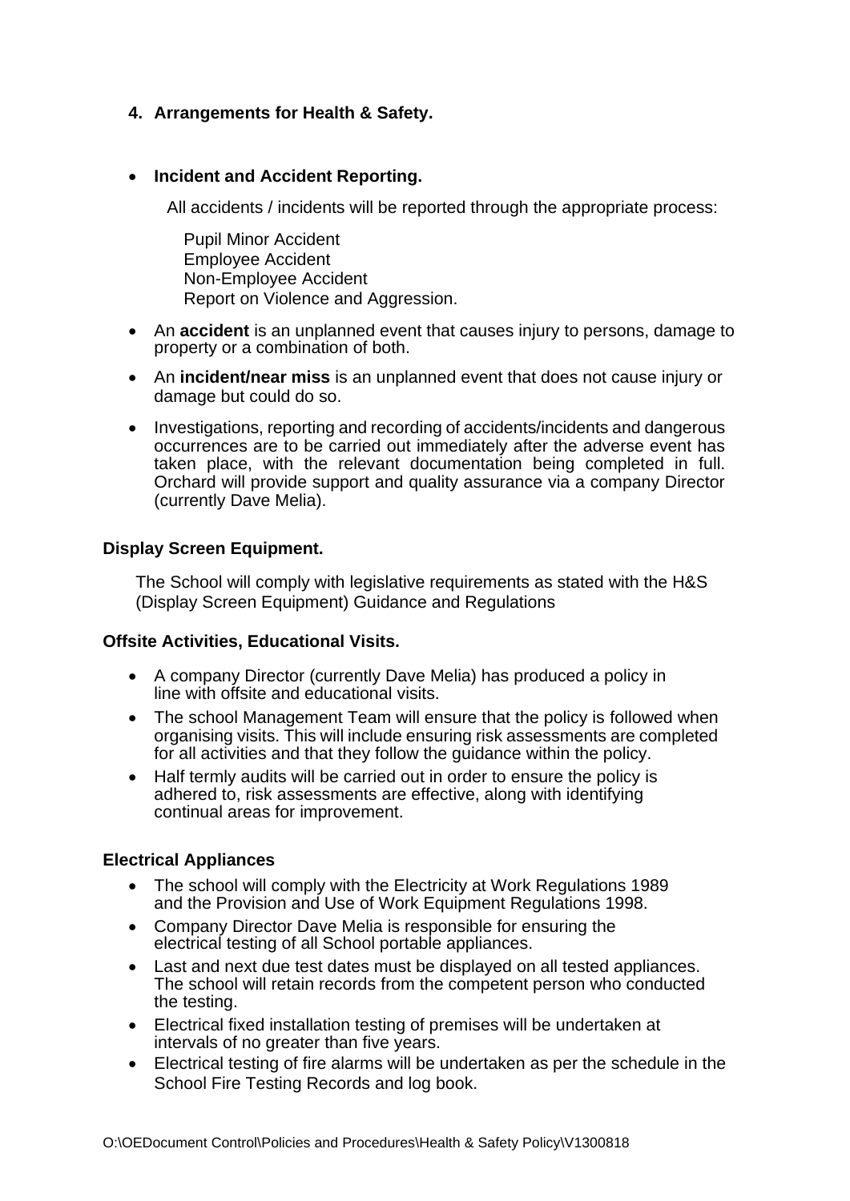## 4. Arrangements for Health & Safety.

- **Incident and Accident Reporting.**

  All accidents / incidents will be reported through the appropriate process:

  Pupil Minor Accident
  Employee Accident
  Non-Employee Accident
  Report on Violence and Aggression.

- An **accident** is an unplanned event that causes injury to persons, damage to property or a combination of both.
- An **incident/near miss** is an unplanned event that does not cause injury or damage but could do so.
- Investigations, reporting and recording of accidents/incidents and dangerous occurrences are to be carried out immediately after the adverse event has taken place, with the relevant documentation being completed in full. Orchard will provide support and quality assurance via a company Director (currently Dave Melia).

**Display Screen Equipment.**

The School will comply with legislative requirements as stated with the H&S (Display Screen Equipment) Guidance and Regulations

**Offsite Activities, Educational Visits.**

- A company Director (currently Dave Melia) has produced a policy in line with offsite and educational visits.
- The school Management Team will ensure that the policy is followed when organising visits. This will include ensuring risk assessments are completed for all activities and that they follow the guidance within the policy.
- Half termly audits will be carried out in order to ensure the policy is adhered to, risk assessments are effective, along with identifying continual areas for improvement.

**Electrical Appliances**

- The school will comply with the Electricity at Work Regulations 1989 and the Provision and Use of Work Equipment Regulations 1998.
- Company Director Dave Melia is responsible for ensuring the electrical testing of all School portable appliances.
- Last and next due test dates must be displayed on all tested appliances. The school will retain records from the competent person who conducted the testing.
- Electrical fixed installation testing of premises will be undertaken at intervals of no greater than five years.
- Electrical testing of fire alarms will be undertaken as per the schedule in the School Fire Testing Records and log book.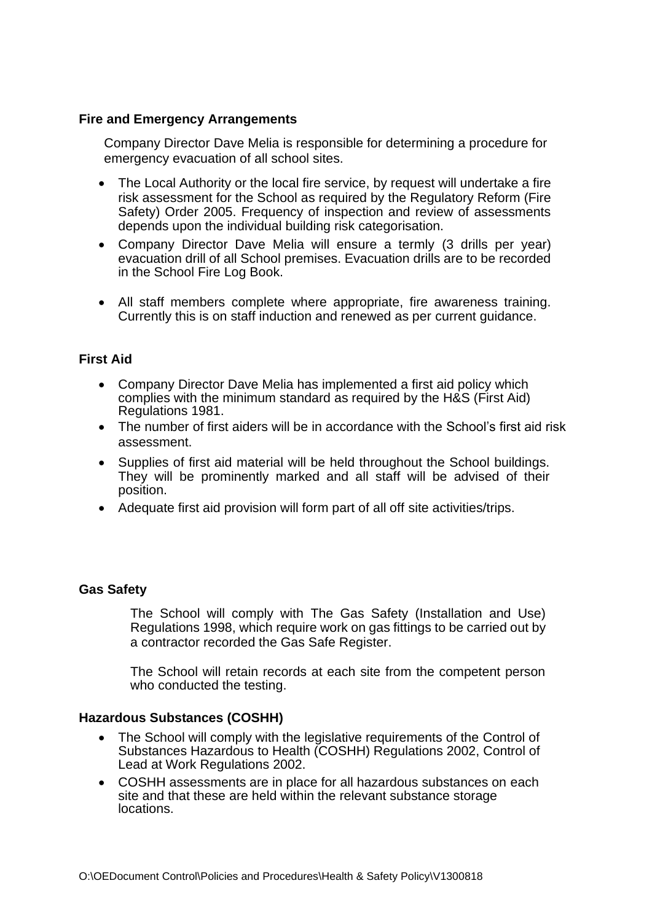**Fire and Emergency Arrangements**

Company Director Dave Melia is responsible for determining a procedure for emergency evacuation of all school sites.

- The Local Authority or the local fire service, by request will undertake a fire risk assessment for the School as required by the Regulatory Reform (Fire Safety) Order 2005. Frequency of inspection and review of assessments depends upon the individual building risk categorisation.
- Company Director Dave Melia will ensure a termly (3 drills per year) evacuation drill of all School premises. Evacuation drills are to be recorded in the School Fire Log Book.
- All staff members complete where appropriate, fire awareness training. Currently this is on staff induction and renewed as per current guidance.

**First Aid**

- Company Director Dave Melia has implemented a first aid policy which complies with the minimum standard as required by the H&S (First Aid) Regulations 1981.
- The number of first aiders will be in accordance with the School's first aid risk assessment.
- Supplies of first aid material will be held throughout the School buildings. They will be prominently marked and all staff will be advised of their position.
- Adequate first aid provision will form part of all off site activities/trips.

**Gas Safety**

The School will comply with The Gas Safety (Installation and Use) Regulations 1998, which require work on gas fittings to be carried out by a contractor recorded the Gas Safe Register.

The School will retain records at each site from the competent person who conducted the testing.

**Hazardous Substances (COSHH)**

- The School will comply with the legislative requirements of the Control of Substances Hazardous to Health (COSHH) Regulations 2002, Control of Lead at Work Regulations 2002.
- COSHH assessments are in place for all hazardous substances on each site and that these are held within the relevant substance storage locations.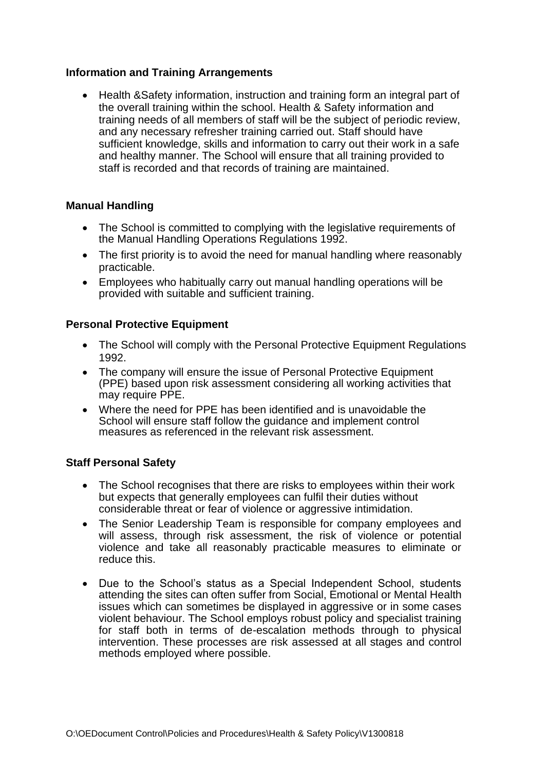**Information and Training Arrangements**

- Health &Safety information, instruction and training form an integral part of the overall training within the school. Health & Safety information and training needs of all members of staff will be the subject of periodic review, and any necessary refresher training carried out. Staff should have sufficient knowledge, skills and information to carry out their work in a safe and healthy manner. The School will ensure that all training provided to staff is recorded and that records of training are maintained.

**Manual Handling**

- The School is committed to complying with the legislative requirements of the Manual Handling Operations Regulations 1992.
- The first priority is to avoid the need for manual handling where reasonably practicable.
- Employees who habitually carry out manual handling operations will be provided with suitable and sufficient training.

**Personal Protective Equipment**

- The School will comply with the Personal Protective Equipment Regulations 1992.
- The company will ensure the issue of Personal Protective Equipment (PPE) based upon risk assessment considering all working activities that may require PPE.
- Where the need for PPE has been identified and is unavoidable the School will ensure staff follow the guidance and implement control measures as referenced in the relevant risk assessment.

**Staff Personal Safety**

- The School recognises that there are risks to employees within their work but expects that generally employees can fulfil their duties without considerable threat or fear of violence or aggressive intimidation.
- The Senior Leadership Team is responsible for company employees and will assess, through risk assessment, the risk of violence or potential violence and take all reasonably practicable measures to eliminate or reduce this.
- Due to the School's status as a Special Independent School, students attending the sites can often suffer from Social, Emotional or Mental Health issues which can sometimes be displayed in aggressive or in some cases violent behaviour. The School employs robust policy and specialist training for staff both in terms of de-escalation methods through to physical intervention. These processes are risk assessed at all stages and control methods employed where possible.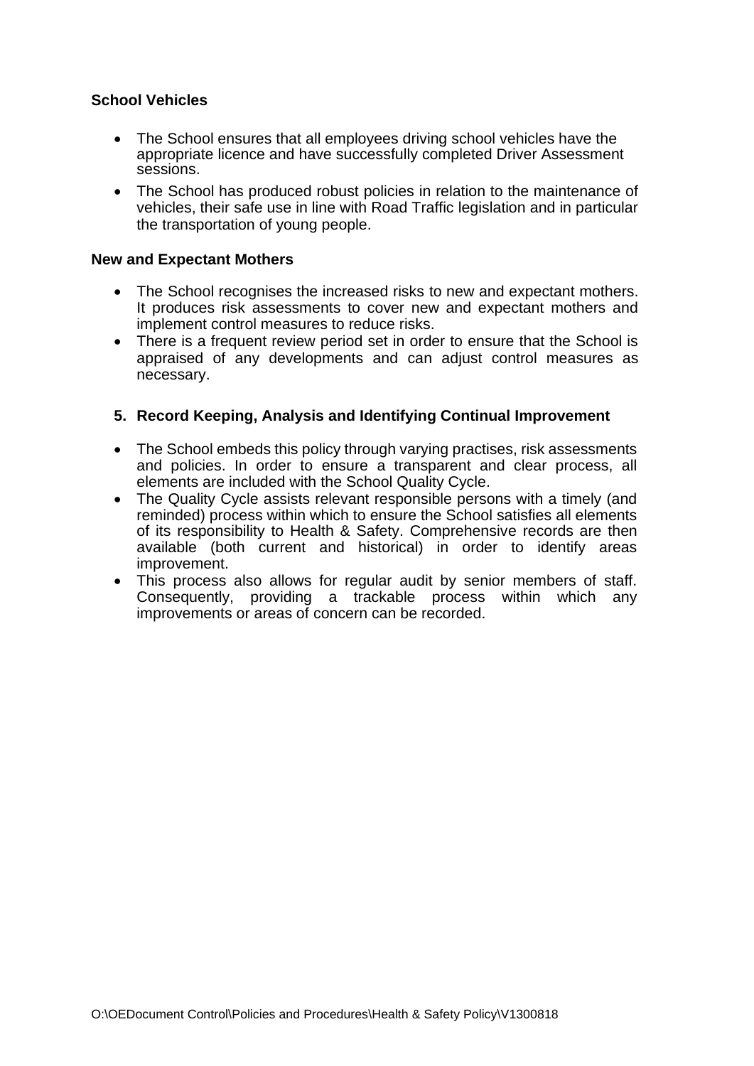**School Vehicles**

- The School ensures that all employees driving school vehicles have the appropriate licence and have successfully completed Driver Assessment sessions.
- The School has produced robust policies in relation to the maintenance of vehicles, their safe use in line with Road Traffic legislation and in particular the transportation of young people.

**New and Expectant Mothers**

- The School recognises the increased risks to new and expectant mothers. It produces risk assessments to cover new and expectant mothers and implement control measures to reduce risks.
- There is a frequent review period set in order to ensure that the School is appraised of any developments and can adjust control measures as necessary.

## 5. Record Keeping, Analysis and Identifying Continual Improvement

- The School embeds this policy through varying practises, risk assessments and policies. In order to ensure a transparent and clear process, all elements are included with the School Quality Cycle.
- The Quality Cycle assists relevant responsible persons with a timely (and reminded) process within which to ensure the School satisfies all elements of its responsibility to Health & Safety. Comprehensive records are then available (both current and historical) in order to identify areas improvement.
- This process also allows for regular audit by senior members of staff. Consequently, providing a trackable process within which any improvements or areas of concern can be recorded.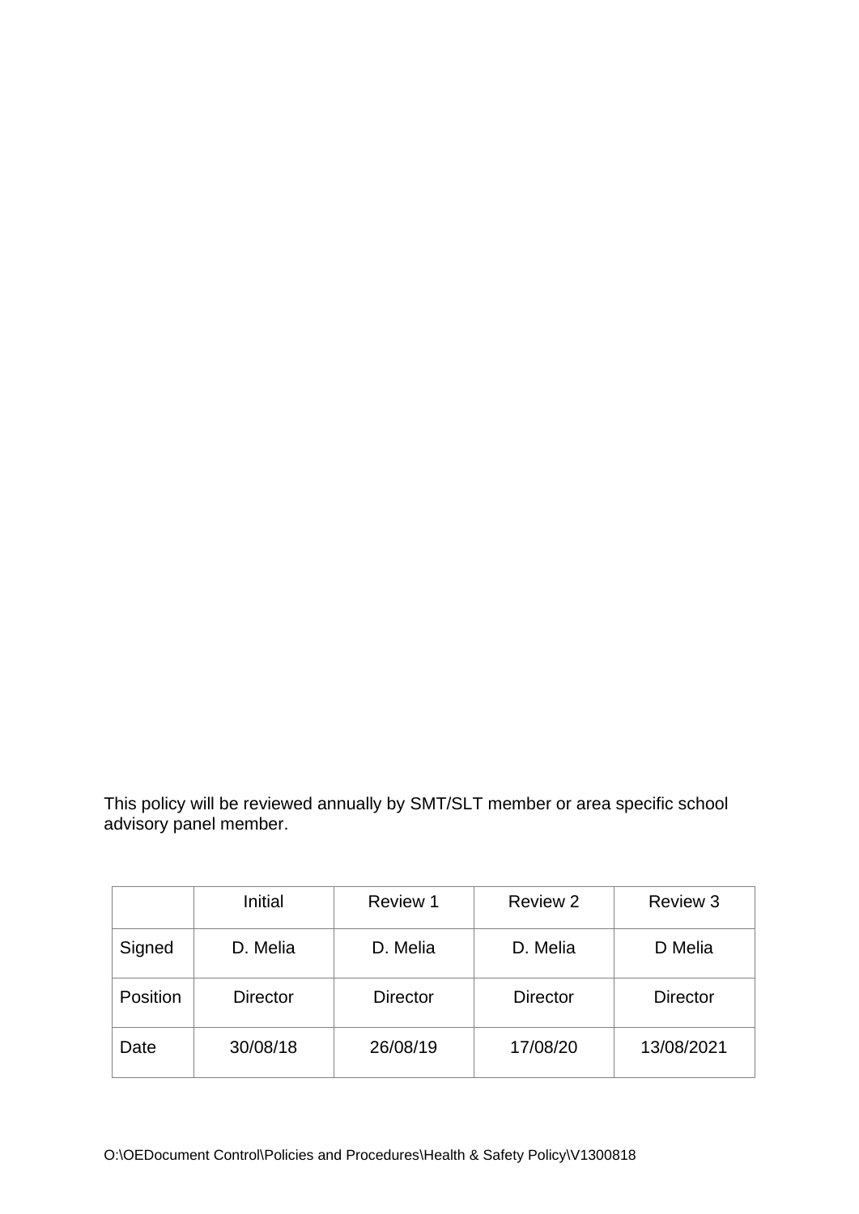This policy will be reviewed annually by SMT/SLT member or area specific school advisory panel member.

| | Initial | Review 1 | Review 2 | Review 3 |
|---|---|---|---|---|
| Signed | D. Melia | D. Melia | D. Melia | D Melia |
| Position | Director | Director | Director | Director |
| Date | 30/08/18 | 26/08/19 | 17/08/20 | 13/08/2021 |

O:\OEDocument Control\Policies and Procedures\Health & Safety Policy\V1300818